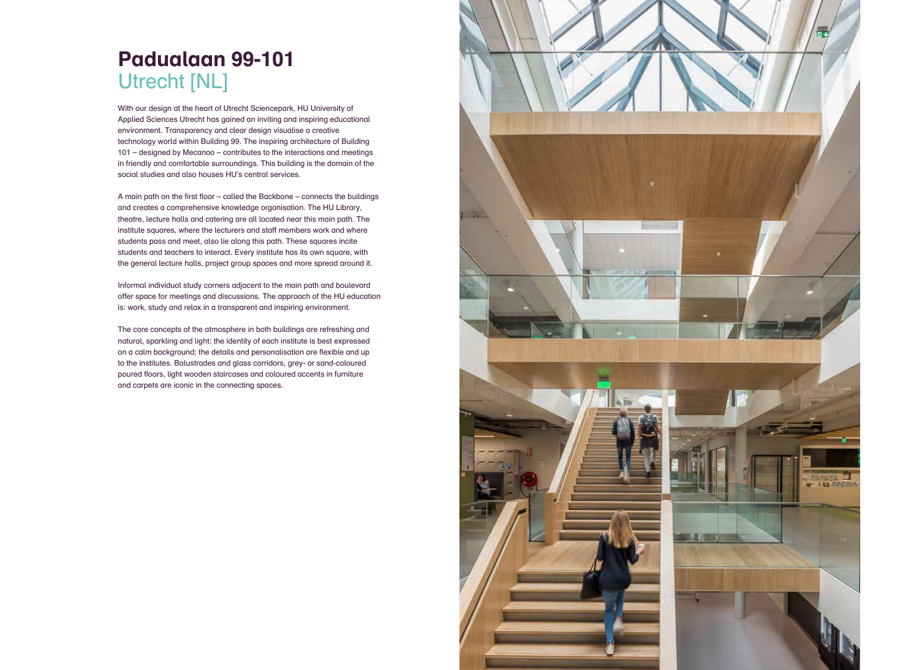# Padualaan 99-101
## Utrecht [NL]

With our design at the heart of Utrecht Sciencepark, HU University of Applied Sciences Utrecht has gained an inviting and inspiring educational environment. Transparency and clear design visualise a creative technology world within Building 99. The inspiring architecture of Building 101 – designed by Mecanoo – contributes to the interactions and meetings in friendly and comfortable surroundings. This building is the domain of the social studies and also houses HU's central services.

A main path on the first floor – called the Backbone – connects the buildings and creates a comprehensive knowledge organisation. The HU Library, theatre, lecture halls and catering are all located near this main path. The institute squares, where the lecturers and staff members work and where students pass and meet, also lie along this path. These squares incite students and teachers to interact. Every institute has its own square, with the general lecture halls, project group spaces and more spread around it.

Informal individual study corners adjacent to the main path and boulevard offer space for meetings and discussions. The approach of the HU education is: work, study and relax in a transparent and inspiring environment.

The core concepts of the atmosphere in both buildings are refreshing and natural, sparkling and light: the identity of each institute is best expressed on a calm background; the details and personalisation are flexible and up to the institutes. Balustrades and glass corridors, grey- or sand-coloured poured floors, light wooden staircases and coloured accents in furniture and carpets are iconic in the connecting spaces.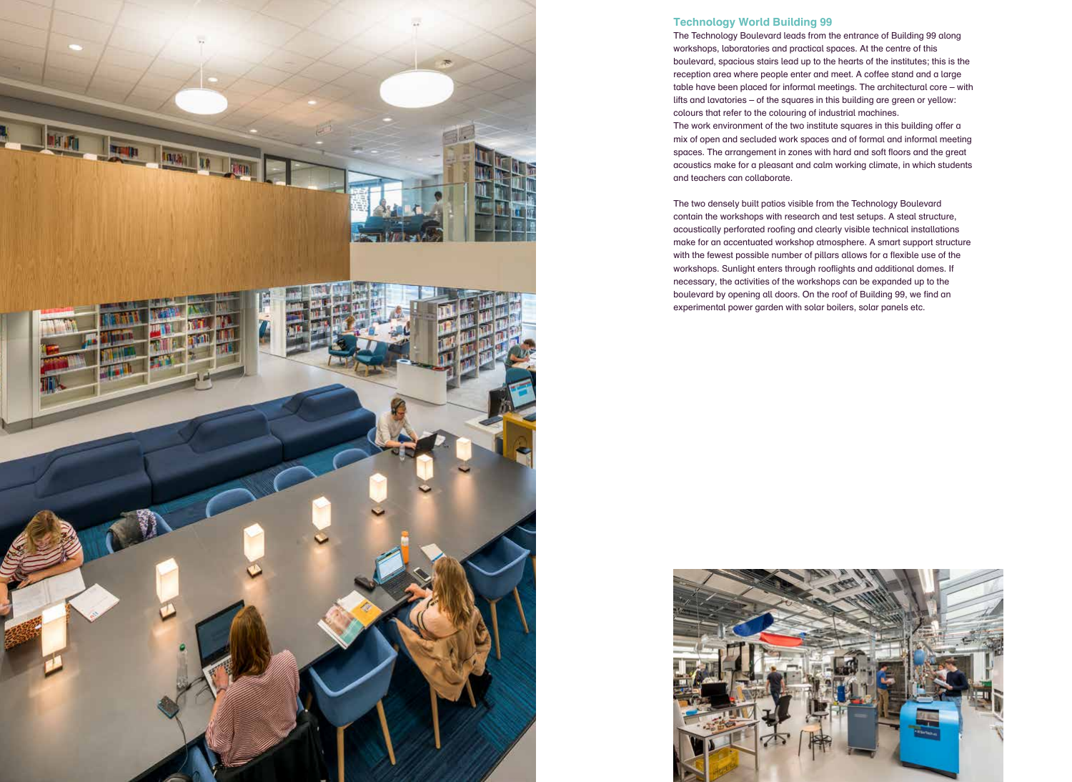## Technology World Building 99

The Technology Boulevard leads from the entrance of Building 99 along workshops, laboratories and practical spaces. At the centre of this boulevard, spacious stairs lead up to the hearts of the institutes; this is the reception area where people enter and meet. A coffee stand and a large table have been placed for informal meetings. The architectural core – with lifts and lavatories – of the squares in this building are green or yellow: colours that refer to the colouring of industrial machines.
The work environment of the two institute squares in this building offer a mix of open and secluded work spaces and of formal and informal meeting spaces. The arrangement in zones with hard and soft floors and the great acoustics make for a pleasant and calm working climate, in which students and teachers can collaborate.

The two densely built patios visible from the Technology Boulevard contain the workshops with research and test setups. A steal structure, acoustically perforated roofing and clearly visible technical installations make for an accentuated workshop atmosphere. A smart support structure with the fewest possible number of pillars allows for a flexible use of the workshops. Sunlight enters through rooflights and additional domes. If necessary, the activities of the workshops can be expanded up to the boulevard by opening all doors. On the roof of Building 99, we find an experimental power garden with solar boilers, solar panels etc.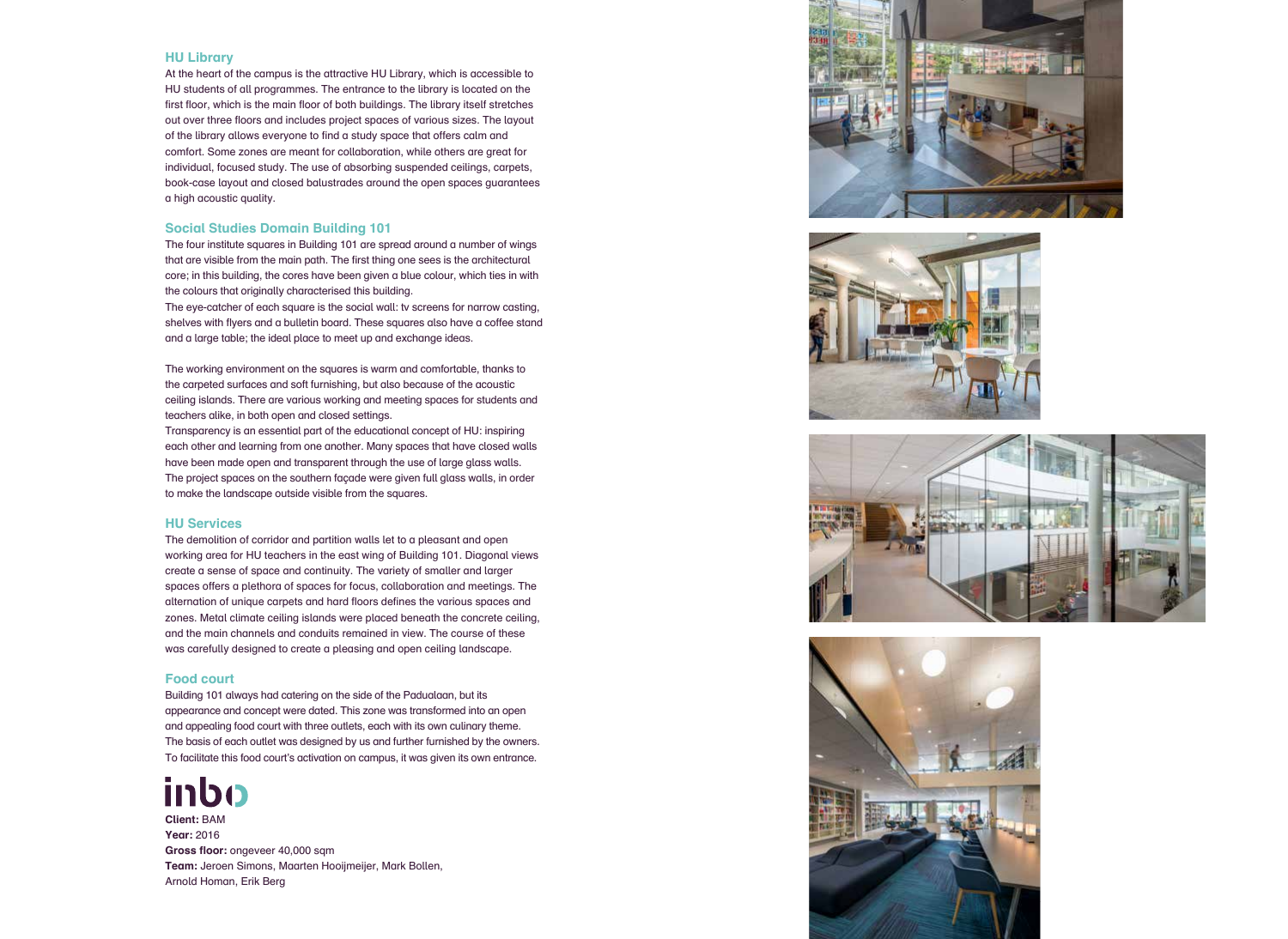## HU Library

At the heart of the campus is the attractive HU Library, which is accessible to HU students of all programmes. The entrance to the library is located on the first floor, which is the main floor of both buildings. The library itself stretches out over three floors and includes project spaces of various sizes. The layout of the library allows everyone to find a study space that offers calm and comfort. Some zones are meant for collaboration, while others are great for individual, focused study. The use of absorbing suspended ceilings, carpets, book-case layout and closed balustrades around the open spaces guarantees a high acoustic quality.

## Social Studies Domain Building 101

The four institute squares in Building 101 are spread around a number of wings that are visible from the main path. The first thing one sees is the architectural core; in this building, the cores have been given a blue colour, which ties in with the colours that originally characterised this building.
The eye-catcher of each square is the social wall: tv screens for narrow casting, shelves with flyers and a bulletin board. These squares also have a coffee stand and a large table; the ideal place to meet up and exchange ideas.

The working environment on the squares is warm and comfortable, thanks to the carpeted surfaces and soft furnishing, but also because of the acoustic ceiling islands. There are various working and meeting spaces for students and teachers alike, in both open and closed settings.
Transparency is an essential part of the educational concept of HU: inspiring each other and learning from one another. Many spaces that have closed walls have been made open and transparent through the use of large glass walls. The project spaces on the southern façade were given full glass walls, in order to make the landscape outside visible from the squares.

## HU Services

The demolition of corridor and partition walls let to a pleasant and open working area for HU teachers in the east wing of Building 101. Diagonal views create a sense of space and continuity. The variety of smaller and larger spaces offers a plethora of spaces for focus, collaboration and meetings. The alternation of unique carpets and hard floors defines the various spaces and zones. Metal climate ceiling islands were placed beneath the concrete ceiling, and the main channels and conduits remained in view. The course of these was carefully designed to create a pleasing and open ceiling landscape.

## Food court

Building 101 always had catering on the side of the Padualaan, but its appearance and concept were dated. This zone was transformed into an open and appealing food court with three outlets, each with its own culinary theme. The basis of each outlet was designed by us and further furnished by the owners. To facilitate this food court's activation on campus, it was given its own entrance.

inbo

**Client:** BAM
**Year:** 2016
**Gross floor:** ongeveer 40,000 sqm
**Team:** Jeroen Simons, Maarten Hooijmeijer, Mark Bollen, Arnold Homan, Erik Berg